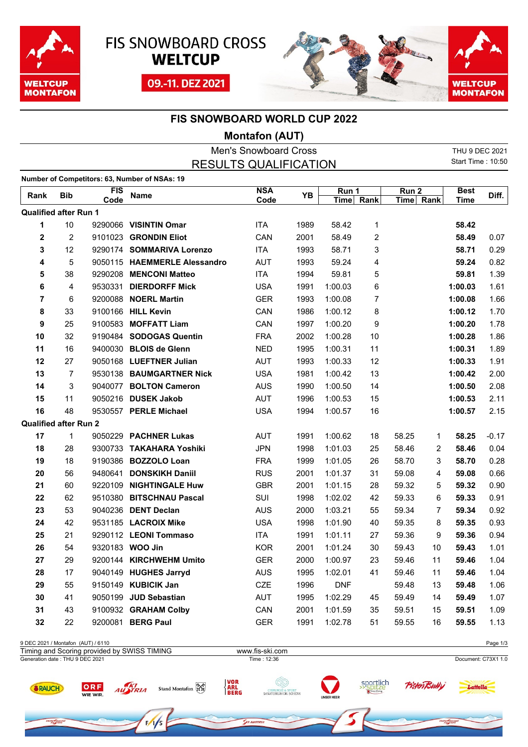FIS SNOWBOARD CROSS **WELTCUP**

09.-11. DEZ 2021

# FIS SNOWBOARD WORLD CUP 2022

## Montafon (AUT)

### Men's Snowboard Cross
### RESULTS QUALIFICATION

THU 9 DEC 2021
Start Time : 10:50

**Number of Competitors: 63, Number of NSAs: 19**

| Rank | Bib | FIS Code | Name | NSA Code | YB | Run 1 Time | Run 1 Rank | Run 2 Time | Run 2 Rank | Best Time | Diff. |
|---|---|---|---|---|---|---|---|---|---|---|---|
| **Qualified after Run 1** | | | | | | | | | | | |
| **1** | 10 | 9290066 | **VISINTIN Omar** | ITA | 1989 | 58.42 | 1 | | | **58.42** | |
| **2** | 2 | 9101023 | **GRONDIN Eliot** | CAN | 2001 | 58.49 | 2 | | | **58.49** | 0.07 |
| **3** | 12 | 9290174 | **SOMMARIVA Lorenzo** | ITA | 1993 | 58.71 | 3 | | | **58.71** | 0.29 |
| **4** | 5 | 9050115 | **HAEMMERLE Alessandro** | AUT | 1993 | 59.24 | 4 | | | **59.24** | 0.82 |
| **5** | 38 | 9290208 | **MENCONI Matteo** | ITA | 1994 | 59.81 | 5 | | | **59.81** | 1.39 |
| **6** | 4 | 9530331 | **DIERDORFF Mick** | USA | 1991 | 1:00.03 | 6 | | | **1:00.03** | 1.61 |
| **7** | 6 | 9200088 | **NOERL Martin** | GER | 1993 | 1:00.08 | 7 | | | **1:00.08** | 1.66 |
| **8** | 33 | 9100166 | **HILL Kevin** | CAN | 1986 | 1:00.12 | 8 | | | **1:00.12** | 1.70 |
| **9** | 25 | 9100583 | **MOFFATT Liam** | CAN | 1997 | 1:00.20 | 9 | | | **1:00.20** | 1.78 |
| **10** | 32 | 9190484 | **SODOGAS Quentin** | FRA | 2002 | 1:00.28 | 10 | | | **1:00.28** | 1.86 |
| **11** | 16 | 9400030 | **BLOIS de Glenn** | NED | 1995 | 1:00.31 | 11 | | | **1:00.31** | 1.89 |
| **12** | 27 | 9050168 | **LUEFTNER Julian** | AUT | 1993 | 1:00.33 | 12 | | | **1:00.33** | 1.91 |
| **13** | 7 | 9530138 | **BAUMGARTNER Nick** | USA | 1981 | 1:00.42 | 13 | | | **1:00.42** | 2.00 |
| **14** | 3 | 9040077 | **BOLTON Cameron** | AUS | 1990 | 1:00.50 | 14 | | | **1:00.50** | 2.08 |
| **15** | 11 | 9050216 | **DUSEK Jakob** | AUT | 1996 | 1:00.53 | 15 | | | **1:00.53** | 2.11 |
| **16** | 48 | 9530557 | **PERLE Michael** | USA | 1994 | 1:00.57 | 16 | | | **1:00.57** | 2.15 |
| **Qualified after Run 2** | | | | | | | | | | | |
| **17** | 1 | 9050229 | **PACHNER Lukas** | AUT | 1991 | 1:00.62 | 18 | 58.25 | 1 | **58.25** | -0.17 |
| **18** | 28 | 9300733 | **TAKAHARA Yoshiki** | JPN | 1998 | 1:01.03 | 25 | 58.46 | 2 | **58.46** | 0.04 |
| **19** | 18 | 9190386 | **BOZZOLO Loan** | FRA | 1999 | 1:01.05 | 26 | 58.70 | 3 | **58.70** | 0.28 |
| **20** | 56 | 9480641 | **DONSKIKH Daniil** | RUS | 2001 | 1:01.37 | 31 | 59.08 | 4 | **59.08** | 0.66 |
| **21** | 60 | 9220109 | **NIGHTINGALE Huw** | GBR | 2001 | 1:01.15 | 28 | 59.32 | 5 | **59.32** | 0.90 |
| **22** | 62 | 9510380 | **BITSCHNAU Pascal** | SUI | 1998 | 1:02.02 | 42 | 59.33 | 6 | **59.33** | 0.91 |
| **23** | 53 | 9040236 | **DENT Declan** | AUS | 2000 | 1:03.21 | 55 | 59.34 | 7 | **59.34** | 0.92 |
| **24** | 42 | 9531185 | **LACROIX Mike** | USA | 1998 | 1:01.90 | 40 | 59.35 | 8 | **59.35** | 0.93 |
| **25** | 21 | 9290112 | **LEONI Tommaso** | ITA | 1991 | 1:01.11 | 27 | 59.36 | 9 | **59.36** | 0.94 |
| **26** | 54 | 9320183 | **WOO Jin** | KOR | 2001 | 1:01.24 | 30 | 59.43 | 10 | **59.43** | 1.01 |
| **27** | 29 | 9200144 | **KIRCHWEHM Umito** | GER | 2000 | 1:00.97 | 23 | 59.46 | 11 | **59.46** | 1.04 |
| **28** | 17 | 9040149 | **HUGHES Jarryd** | AUS | 1995 | 1:02.01 | 41 | 59.46 | 11 | **59.46** | 1.04 |
| **29** | 55 | 9150149 | **KUBICIK Jan** | CZE | 1996 | DNF | | 59.48 | 13 | **59.48** | 1.06 |
| **30** | 41 | 9050199 | **JUD Sebastian** | AUT | 1995 | 1:02.29 | 45 | 59.49 | 14 | **59.49** | 1.07 |
| **31** | 43 | 9100932 | **GRAHAM Colby** | CAN | 2001 | 1:01.59 | 35 | 59.51 | 15 | **59.51** | 1.09 |
| **32** | 22 | 9200081 | **BERG Paul** | GER | 1991 | 1:02.78 | 51 | 59.55 | 16 | **59.55** | 1.13 |

9 DEC 2021 / Montafon (AUT) / 6110
Timing and Scoring provided by SWISS TIMING — www.fis-ski.com
Generation date : THU 9 DEC 2021 — Time : 12:36 — Document: C73X1 1.0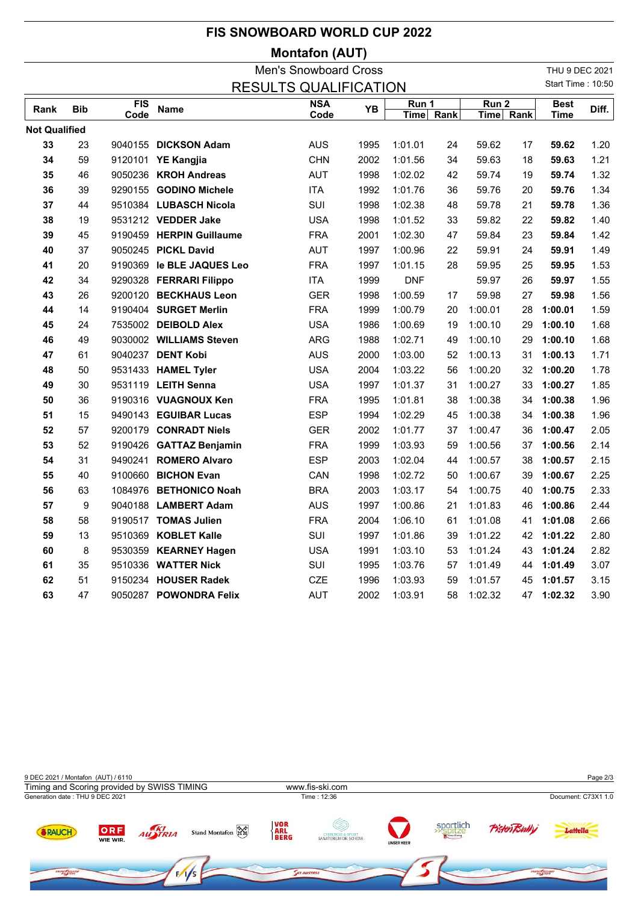# FIS SNOWBOARD WORLD CUP 2022

## Montafon (AUT)

Men's Snowboard Cross

RESULTS QUALIFICATION

THU 9 DEC 2021

Start Time : 10:50

| Rank | Bib | FIS Code | Name | NSA Code | YB | Run 1 Time | Run 1 Rank | Run 2 Time | Run 2 Rank | Best Time | Diff. |
|---|---|---|---|---|---|---|---|---|---|---|---|
| **Not Qualified** | | | | | | | | | | | |
| **33** | 23 | 9040155 | **DICKSON Adam** | AUS | 1995 | 1:01.01 | 24 | 59.62 | 17 | **59.62** | 1.20 |
| **34** | 59 | 9120101 | **YE Kangjia** | CHN | 2002 | 1:01.56 | 34 | 59.63 | 18 | **59.63** | 1.21 |
| **35** | 46 | 9050236 | **KROH Andreas** | AUT | 1998 | 1:02.02 | 42 | 59.74 | 19 | **59.74** | 1.32 |
| **36** | 39 | 9290155 | **GODINO Michele** | ITA | 1992 | 1:01.76 | 36 | 59.76 | 20 | **59.76** | 1.34 |
| **37** | 44 | 9510384 | **LUBASCH Nicola** | SUI | 1998 | 1:02.38 | 48 | 59.78 | 21 | **59.78** | 1.36 |
| **38** | 19 | 9531212 | **VEDDER Jake** | USA | 1998 | 1:01.52 | 33 | 59.82 | 22 | **59.82** | 1.40 |
| **39** | 45 | 9190459 | **HERPIN Guillaume** | FRA | 2001 | 1:02.30 | 47 | 59.84 | 23 | **59.84** | 1.42 |
| **40** | 37 | 9050245 | **PICKL David** | AUT | 1997 | 1:00.96 | 22 | 59.91 | 24 | **59.91** | 1.49 |
| **41** | 20 | 9190369 | **le BLE JAQUES Leo** | FRA | 1997 | 1:01.15 | 28 | 59.95 | 25 | **59.95** | 1.53 |
| **42** | 34 | 9290328 | **FERRARI Filippo** | ITA | 1999 | DNF | | 59.97 | 26 | **59.97** | 1.55 |
| **43** | 26 | 9200120 | **BECKHAUS Leon** | GER | 1998 | 1:00.59 | 17 | 59.98 | 27 | **59.98** | 1.56 |
| **44** | 14 | 9190404 | **SURGET Merlin** | FRA | 1999 | 1:00.79 | 20 | 1:00.01 | 28 | **1:00.01** | 1.59 |
| **45** | 24 | 7535002 | **DEIBOLD Alex** | USA | 1986 | 1:00.69 | 19 | 1:00.10 | 29 | **1:00.10** | 1.68 |
| **46** | 49 | 9030002 | **WILLIAMS Steven** | ARG | 1988 | 1:02.71 | 49 | 1:00.10 | 29 | **1:00.10** | 1.68 |
| **47** | 61 | 9040237 | **DENT Kobi** | AUS | 2000 | 1:03.00 | 52 | 1:00.13 | 31 | **1:00.13** | 1.71 |
| **48** | 50 | 9531433 | **HAMEL Tyler** | USA | 2004 | 1:03.22 | 56 | 1:00.20 | 32 | **1:00.20** | 1.78 |
| **49** | 30 | 9531119 | **LEITH Senna** | USA | 1997 | 1:01.37 | 31 | 1:00.27 | 33 | **1:00.27** | 1.85 |
| **50** | 36 | 9190316 | **VUAGNOUX Ken** | FRA | 1995 | 1:01.81 | 38 | 1:00.38 | 34 | **1:00.38** | 1.96 |
| **51** | 15 | 9490143 | **EGUIBAR Lucas** | ESP | 1994 | 1:02.29 | 45 | 1:00.38 | 34 | **1:00.38** | 1.96 |
| **52** | 57 | 9200179 | **CONRADT Niels** | GER | 2002 | 1:01.77 | 37 | 1:00.47 | 36 | **1:00.47** | 2.05 |
| **53** | 52 | 9190426 | **GATTAZ Benjamin** | FRA | 1999 | 1:03.93 | 59 | 1:00.56 | 37 | **1:00.56** | 2.14 |
| **54** | 31 | 9490241 | **ROMERO Alvaro** | ESP | 2003 | 1:02.04 | 44 | 1:00.57 | 38 | **1:00.57** | 2.15 |
| **55** | 40 | 9100660 | **BICHON Evan** | CAN | 1998 | 1:02.72 | 50 | 1:00.67 | 39 | **1:00.67** | 2.25 |
| **56** | 63 | 1084976 | **BETHONICO Noah** | BRA | 2003 | 1:03.17 | 54 | 1:00.75 | 40 | **1:00.75** | 2.33 |
| **57** | 9 | 9040188 | **LAMBERT Adam** | AUS | 1997 | 1:00.86 | 21 | 1:01.83 | 46 | **1:00.86** | 2.44 |
| **58** | 58 | 9190517 | **TOMAS Julien** | FRA | 2004 | 1:06.10 | 61 | 1:01.08 | 41 | **1:01.08** | 2.66 |
| **59** | 13 | 9510369 | **KOBLET Kalle** | SUI | 1997 | 1:01.86 | 39 | 1:01.22 | 42 | **1:01.22** | 2.80 |
| **60** | 8 | 9530359 | **KEARNEY Hagen** | USA | 1991 | 1:03.10 | 53 | 1:01.24 | 43 | **1:01.24** | 2.82 |
| **61** | 35 | 9510336 | **WATTER Nick** | SUI | 1995 | 1:03.76 | 57 | 1:01.49 | 44 | **1:01.49** | 3.07 |
| **62** | 51 | 9150234 | **HOUSER Radek** | CZE | 1996 | 1:03.93 | 59 | 1:01.57 | 45 | **1:01.57** | 3.15 |
| **63** | 47 | 9050287 | **POWONDRA Felix** | AUT | 2002 | 1:03.91 | 58 | 1:02.32 | 47 | **1:02.32** | 3.90 |

9 DEC 2021 / Montafon (AUT) / 6110

Timing and Scoring provided by SWISS TIMING

www.fis-ski.com

Generation date : THU 9 DEC 2021

Time : 12:36

Document: C73X1 1.0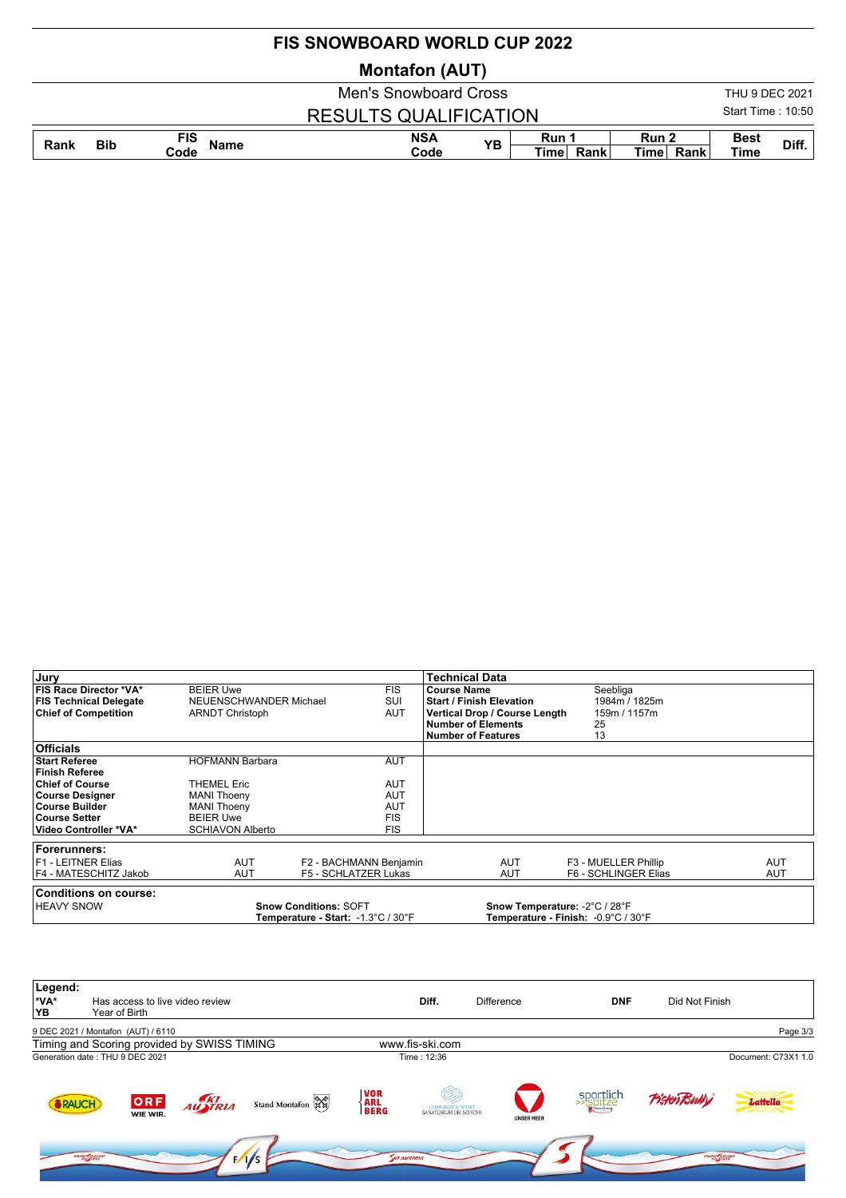# FIS SNOWBOARD WORLD CUP 2022

## Montafon (AUT)

### Men's Snowboard Cross

### RESULTS QUALIFICATION

THU 9 DEC 2021

Start Time : 10:50

| Rank | Bib | FIS Code | Name | NSA Code | YB | Run 1 Time | Run 1 Rank | Run 2 Time | Run 2 Rank | Best Time | Diff. |
|---|---|---|---|---|---|---|---|---|---|---|---|

| Jury | | |
|---|---|---|
| **FIS Race Director *VA*** | BEIER Uwe | FIS |
| **FIS Technical Delegate** | NEUENSCHWANDER Michael | SUI |
| **Chief of Competition** | ARNDT Christoph | AUT |

| Technical Data | |
|---|---|
| **Course Name** | Seebliga |
| **Start / Finish Elevation** | 1984m / 1825m |
| **Vertical Drop / Course Length** | 159m / 1157m |
| **Number of Elements** | 25 |
| **Number of Features** | 13 |

| Officials | | |
|---|---|---|
| **Start Referee** | HOFMANN Barbara | AUT |
| **Finish Referee** | | |
| **Chief of Course** | THEMEL Eric | AUT |
| **Course Designer** | MANI Thoeny | AUT |
| **Course Builder** | MANI Thoeny | AUT |
| **Course Setter** | BEIER Uwe | FIS |
| **Video Controller *VA*** | SCHIAVON Alberto | FIS |

**Forerunners:**

| | | | | | |
|---|---|---|---|---|---|
| F1 - LEITNER Elias | AUT | F2 - BACHMANN Benjamin | AUT | F3 - MUELLER Phillip | AUT |
| F4 - MATESCHITZ Jakob | AUT | F5 - SCHLATZER Lukas | AUT | F6 - SCHLINGER Elias | AUT |

**Conditions on course:**

HEAVY SNOW

**Snow Conditions:** SOFT

**Temperature - Start:** -1.3°C / 30°F

**Snow Temperature:** -2°C / 28°F

**Temperature - Finish:** -0.9°C / 30°F

**Legend:**

| | | | | | |
|---|---|---|---|---|---|
| *VA* | Has access to live video review | Diff. | Difference | DNF | Did Not Finish |
| YB | Year of Birth | | | | |

9 DEC 2021 / Montafon (AUT) / 6110

Timing and Scoring provided by SWISS TIMING

www.fis-ski.com

Generation date : THU 9 DEC 2021

Time : 12:36

Document: C73X1 1.0